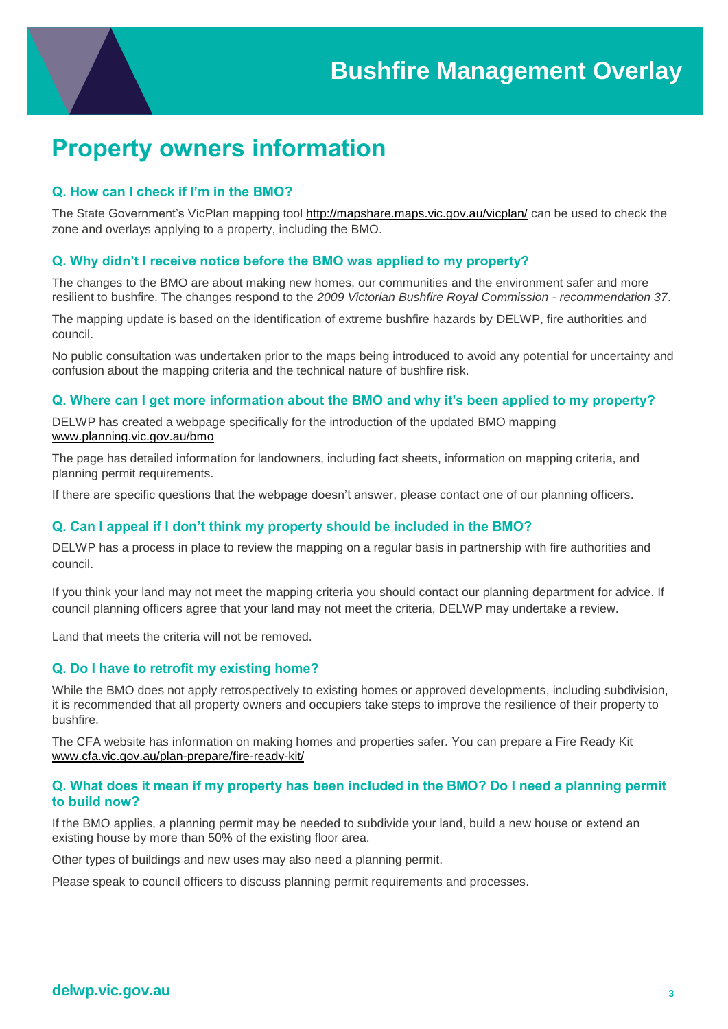# Bushfire Management Overlay

## Property owners information

### Q. How can I check if I'm in the BMO?

The State Government's VicPlan mapping tool http://mapshare.maps.vic.gov.au/vicplan/ can be used to check the zone and overlays applying to a property, including the BMO.

### Q. Why didn't I receive notice before the BMO was applied to my property?

The changes to the BMO are about making new homes, our communities and the environment safer and more resilient to bushfire. The changes respond to the *2009 Victorian Bushfire Royal Commission - recommendation 37*.

The mapping update is based on the identification of extreme bushfire hazards by DELWP, fire authorities and council.

No public consultation was undertaken prior to the maps being introduced to avoid any potential for uncertainty and confusion about the mapping criteria and the technical nature of bushfire risk.

### Q. Where can I get more information about the BMO and why it's been applied to my property?

DELWP has created a webpage specifically for the introduction of the updated BMO mapping www.planning.vic.gov.au/bmo

The page has detailed information for landowners, including fact sheets, information on mapping criteria, and planning permit requirements.

If there are specific questions that the webpage doesn't answer, please contact one of our planning officers.

### Q. Can I appeal if I don't think my property should be included in the BMO?

DELWP has a process in place to review the mapping on a regular basis in partnership with fire authorities and council.

If you think your land may not meet the mapping criteria you should contact our planning department for advice. If council planning officers agree that your land may not meet the criteria, DELWP may undertake a review.

Land that meets the criteria will not be removed.

### Q. Do I have to retrofit my existing home?

While the BMO does not apply retrospectively to existing homes or approved developments, including subdivision, it is recommended that all property owners and occupiers take steps to improve the resilience of their property to bushfire.

The CFA website has information on making homes and properties safer. You can prepare a Fire Ready Kit www.cfa.vic.gov.au/plan-prepare/fire-ready-kit/

### Q. What does it mean if my property has been included in the BMO? Do I need a planning permit to build now?

If the BMO applies, a planning permit may be needed to subdivide your land, build a new house or extend an existing house by more than 50% of the existing floor area.

Other types of buildings and new uses may also need a planning permit.

Please speak to council officers to discuss planning permit requirements and processes.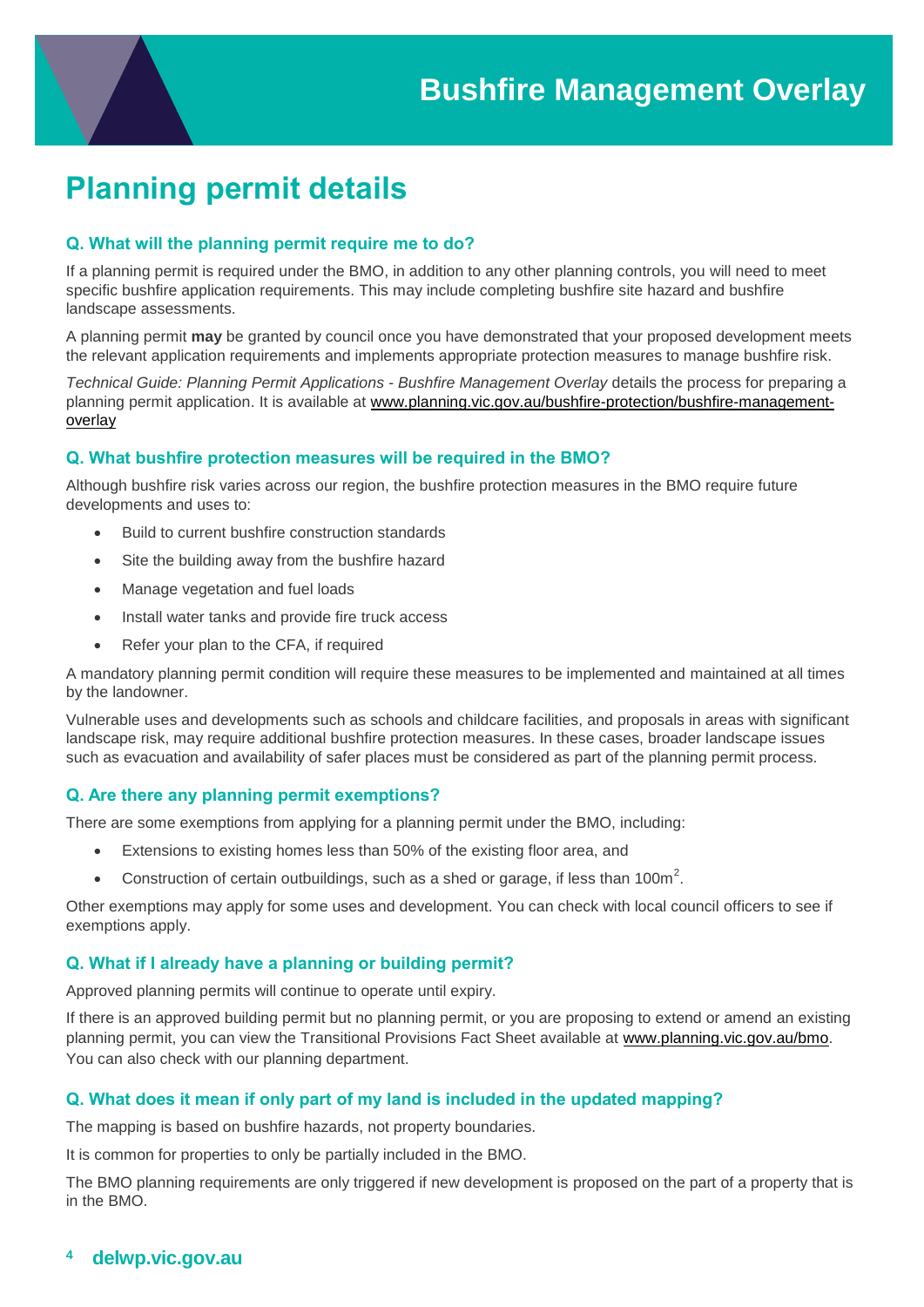# Planning permit details

### Q. What will the planning permit require me to do?

If a planning permit is required under the BMO, in addition to any other planning controls, you will need to meet specific bushfire application requirements. This may include completing bushfire site hazard and bushfire landscape assessments.

A planning permit **may** be granted by council once you have demonstrated that your proposed development meets the relevant application requirements and implements appropriate protection measures to manage bushfire risk.

*Technical Guide: Planning Permit Applications - Bushfire Management Overlay* details the process for preparing a planning permit application. It is available at www.planning.vic.gov.au/bushfire-protection/bushfire-management-overlay

### Q. What bushfire protection measures will be required in the BMO?

Although bushfire risk varies across our region, the bushfire protection measures in the BMO require future developments and uses to:

- Build to current bushfire construction standards
- Site the building away from the bushfire hazard
- Manage vegetation and fuel loads
- Install water tanks and provide fire truck access
- Refer your plan to the CFA, if required

A mandatory planning permit condition will require these measures to be implemented and maintained at all times by the landowner.

Vulnerable uses and developments such as schools and childcare facilities, and proposals in areas with significant landscape risk, may require additional bushfire protection measures. In these cases, broader landscape issues such as evacuation and availability of safer places must be considered as part of the planning permit process.

### Q. Are there any planning permit exemptions?

There are some exemptions from applying for a planning permit under the BMO, including:

- Extensions to existing homes less than 50% of the existing floor area, and
- Construction of certain outbuildings, such as a shed or garage, if less than $100m^2$.

Other exemptions may apply for some uses and development. You can check with local council officers to see if exemptions apply.

### Q. What if I already have a planning or building permit?

Approved planning permits will continue to operate until expiry.

If there is an approved building permit but no planning permit, or you are proposing to extend or amend an existing planning permit, you can view the Transitional Provisions Fact Sheet available at www.planning.vic.gov.au/bmo. You can also check with our planning department.

### Q. What does it mean if only part of my land is included in the updated mapping?

The mapping is based on bushfire hazards, not property boundaries.

It is common for properties to only be partially included in the BMO.

The BMO planning requirements are only triggered if new development is proposed on the part of a property that is in the BMO.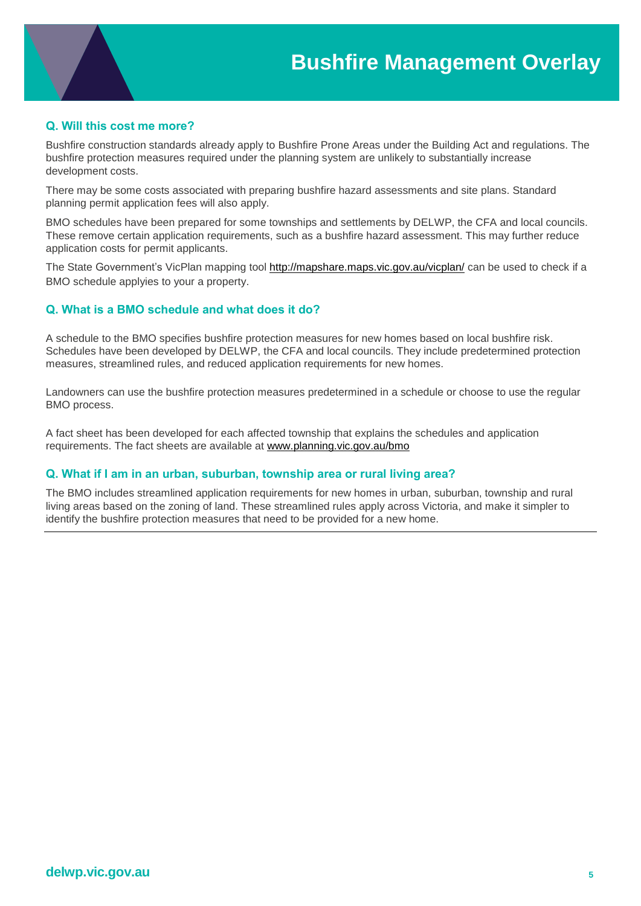### Q. Will this cost me more?

Bushfire construction standards already apply to Bushfire Prone Areas under the Building Act and regulations. The bushfire protection measures required under the planning system are unlikely to substantially increase development costs.

There may be some costs associated with preparing bushfire hazard assessments and site plans. Standard planning permit application fees will also apply.

BMO schedules have been prepared for some townships and settlements by DELWP, the CFA and local councils. These remove certain application requirements, such as a bushfire hazard assessment. This may further reduce application costs for permit applicants.

The State Government's VicPlan mapping tool http://mapshare.maps.vic.gov.au/vicplan/ can be used to check if a BMO schedule applyies to your a property.

### Q. What is a BMO schedule and what does it do?

A schedule to the BMO specifies bushfire protection measures for new homes based on local bushfire risk. Schedules have been developed by DELWP, the CFA and local councils. They include predetermined protection measures, streamlined rules, and reduced application requirements for new homes.

Landowners can use the bushfire protection measures predetermined in a schedule or choose to use the regular BMO process.

A fact sheet has been developed for each affected township that explains the schedules and application requirements. The fact sheets are available at www.planning.vic.gov.au/bmo

### Q. What if I am in an urban, suburban, township area or rural living area?

The BMO includes streamlined application requirements for new homes in urban, suburban, township and rural living areas based on the zoning of land. These streamlined rules apply across Victoria, and make it simpler to identify the bushfire protection measures that need to be provided for a new home.